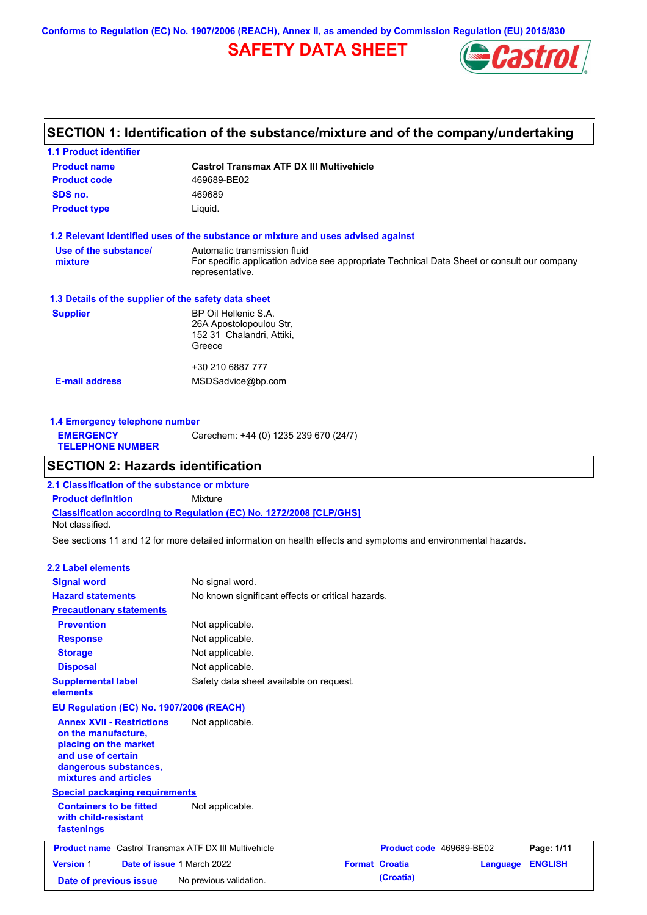Conforms to Regulation (EC) No. 1907/2006 (REACH), Annex II, as amended by Commission Regulation (EU) 2015/830

# SAFETY DATA SHEET

## SECTION 1: Identification of the substance/mixture and of the company/undertaking

### 1.1 Product identifier

| | |
|---|---|
| **Product name** | **Castrol Transmax ATF DX III Multivehicle** |
| **Product code** | 469689-BE02 |
| **SDS no.** | 469689 |
| **Product type** | Liquid. |

### 1.2 Relevant identified uses of the substance or mixture and uses advised against

| | |
|---|---|
| **Use of the substance/ mixture** | Automatic transmission fluid<br>For specific application advice see appropriate Technical Data Sheet or consult our company representative. |

### 1.3 Details of the supplier of the safety data sheet

| | |
|---|---|
| **Supplier** | BP Oil Hellenic S.A.<br>26A Apostolopoulou Str,<br>152 31 Chalandri, Attiki,<br>Greece<br><br>+30 210 6887 777 |
| **E-mail address** | MSDSadvice@bp.com |

### 1.4 Emergency telephone number

| | |
|---|---|
| **EMERGENCY TELEPHONE NUMBER** | Carechem: +44 (0) 1235 239 670 (24/7) |

## SECTION 2: Hazards identification

### 2.1 Classification of the substance or mixture

**Product definition** Mixture

**Classification according to Regulation (EC) No. 1272/2008 [CLP/GHS]**

Not classified.

See sections 11 and 12 for more detailed information on health effects and symptoms and environmental hazards.

### 2.2 Label elements

| | |
|---|---|
| **Signal word** | No signal word. |
| **Hazard statements** | No known significant effects or critical hazards. |
| **Precautionary statements** | |
| **Prevention** | Not applicable. |
| **Response** | Not applicable. |
| **Storage** | Not applicable. |
| **Disposal** | Not applicable. |
| **Supplemental label elements** | Safety data sheet available on request. |

**EU Regulation (EC) No. 1907/2006 (REACH)**

| | |
|---|---|
| **Annex XVII - Restrictions on the manufacture, placing on the market and use of certain dangerous substances, mixtures and articles** | Not applicable. |

**Special packaging requirements**

| | |
|---|---|
| **Containers to be fitted with child-resistant fastenings** | Not applicable. |

| | | | |
|---|---|---|---|
| **Product name** Castrol Transmax ATF DX III Multivehicle | | **Product code** 469689-BE02 | |
| **Version** 1 | **Date of issue** 1 March 2022 | **Format** Croatia (Croatia) | **Language** ENGLISH |
| **Date of previous issue** | No previous validation. | | |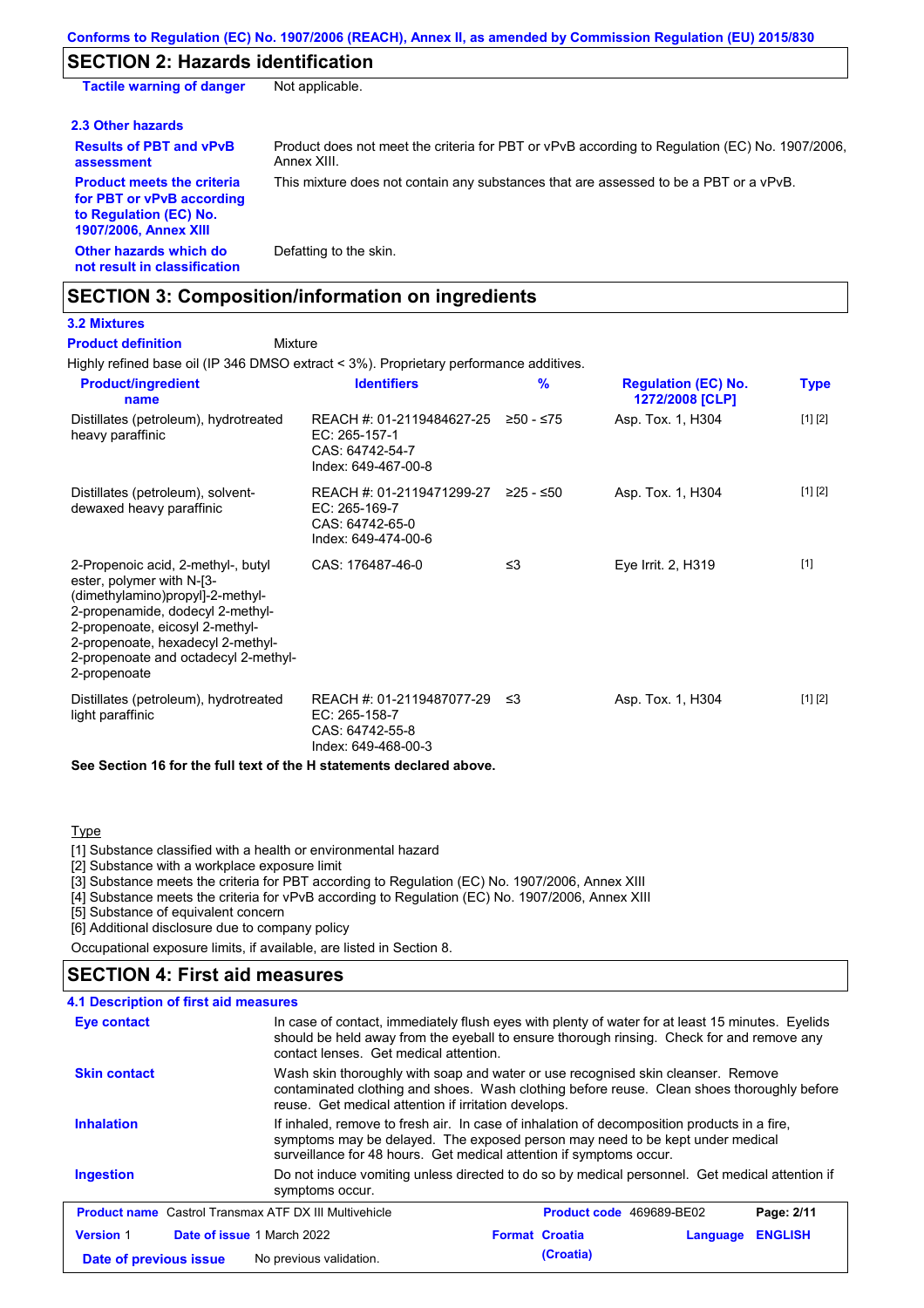## SECTION 2: Hazards identification

| | |
|---|---|
| **Tactile warning of danger** | Not applicable. |

### 2.3 Other hazards

| | |
|---|---|
| **Results of PBT and vPvB assessment** | Product does not meet the criteria for PBT or vPvB according to Regulation (EC) No. 1907/2006, Annex XIII. |
| **Product meets the criteria for PBT or vPvB according to Regulation (EC) No. 1907/2006, Annex XIII** | This mixture does not contain any substances that are assessed to be a PBT or a vPvB. |
| **Other hazards which do not result in classification** | Defatting to the skin. |

## SECTION 3: Composition/information on ingredients

### 3.2 Mixtures

**Product definition** Mixture

Highly refined base oil (IP 346 DMSO extract < 3%). Proprietary performance additives.

| Product/ingredient name | Identifiers | % | Regulation (EC) No. 1272/2008 [CLP] | Type |
|---|---|---|---|---|
| Distillates (petroleum), hydrotreated heavy paraffinic | REACH #: 01-2119484627-25<br>EC: 265-157-1<br>CAS: 64742-54-7<br>Index: 649-467-00-8 | ≥50 - ≤75 | Asp. Tox. 1, H304 | [1] [2] |
| Distillates (petroleum), solvent-dewaxed heavy paraffinic | REACH #: 01-2119471299-27<br>EC: 265-169-7<br>CAS: 64742-65-0<br>Index: 649-474-00-6 | ≥25 - ≤50 | Asp. Tox. 1, H304 | [1] [2] |
| 2-Propenoic acid, 2-methyl-, butyl ester, polymer with N-[3-(dimethylamino)propyl]-2-methyl-2-propenamide, dodecyl 2-methyl-2-propenoate, eicosyl 2-methyl-2-propenoate, hexadecyl 2-methyl-2-propenoate and octadecyl 2-methyl-2-propenoate | CAS: 176487-46-0 | ≤3 | Eye Irrit. 2, H319 | [1] |
| Distillates (petroleum), hydrotreated light paraffinic | REACH #: 01-2119487077-29<br>EC: 265-158-7<br>CAS: 64742-55-8<br>Index: 649-468-00-3 | ≤3 | Asp. Tox. 1, H304 | [1] [2] |

**See Section 16 for the full text of the H statements declared above.**

Type

[1] Substance classified with a health or environmental hazard
[2] Substance with a workplace exposure limit
[3] Substance meets the criteria for PBT according to Regulation (EC) No. 1907/2006, Annex XIII
[4] Substance meets the criteria for vPvB according to Regulation (EC) No. 1907/2006, Annex XIII
[5] Substance of equivalent concern
[6] Additional disclosure due to company policy

Occupational exposure limits, if available, are listed in Section 8.

## SECTION 4: First aid measures

### 4.1 Description of first aid measures

| | |
|---|---|
| **Eye contact** | In case of contact, immediately flush eyes with plenty of water for at least 15 minutes. Eyelids should be held away from the eyeball to ensure thorough rinsing. Check for and remove any contact lenses. Get medical attention. |
| **Skin contact** | Wash skin thoroughly with soap and water or use recognised skin cleanser. Remove contaminated clothing and shoes. Wash clothing before reuse. Clean shoes thoroughly before reuse. Get medical attention if irritation develops. |
| **Inhalation** | If inhaled, remove to fresh air. In case of inhalation of decomposition products in a fire, symptoms may be delayed. The exposed person may need to be kept under medical surveillance for 48 hours. Get medical attention if symptoms occur. |
| **Ingestion** | Do not induce vomiting unless directed to do so by medical personnel. Get medical attention if symptoms occur. |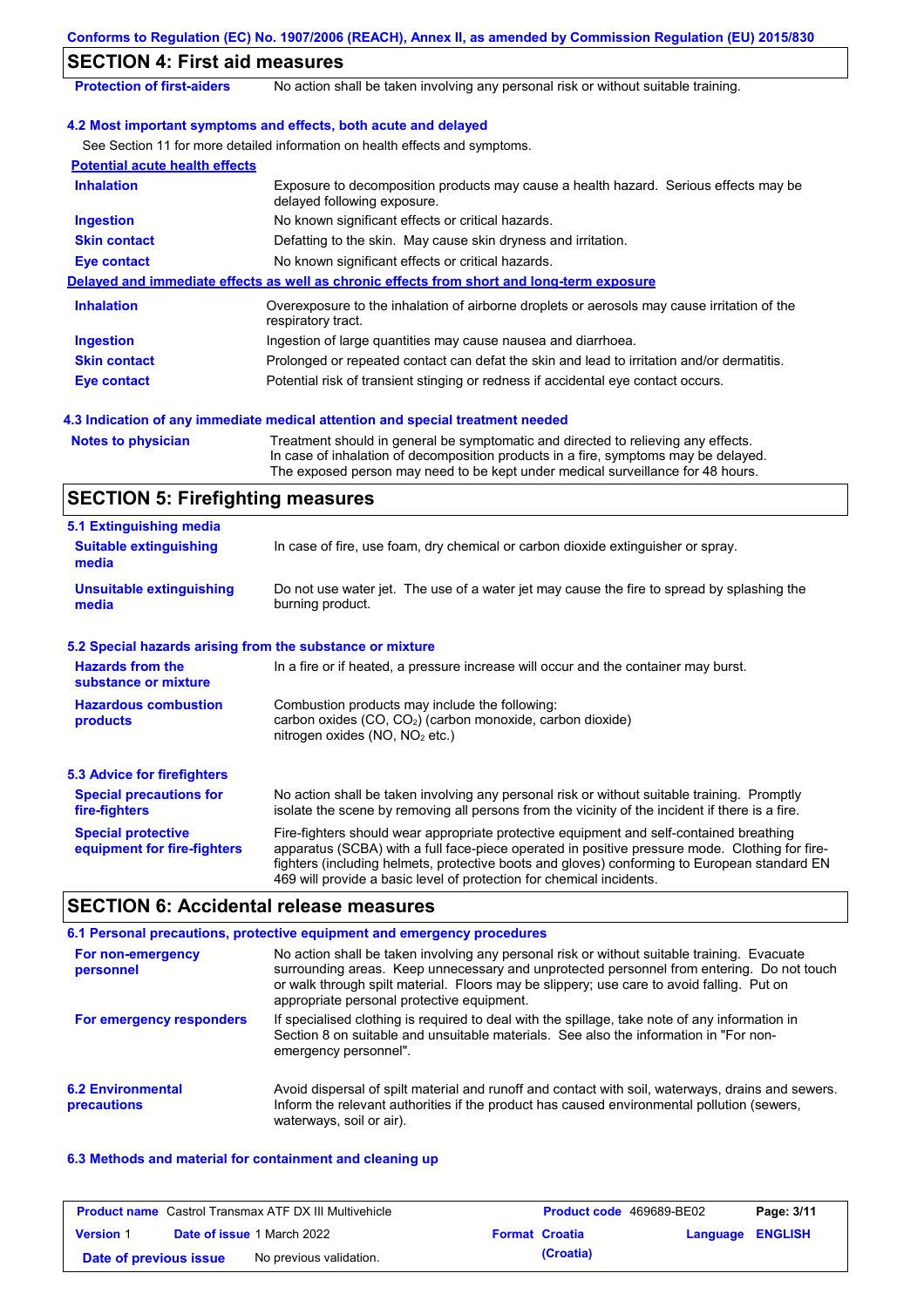## SECTION 4: First aid measures

**Protection of first-aiders** No action shall be taken involving any personal risk or without suitable training.

### 4.2 Most important symptoms and effects, both acute and delayed

See Section 11 for more detailed information on health effects and symptoms.

**Potential acute health effects**

| | |
|---|---|
| **Inhalation** | Exposure to decomposition products may cause a health hazard. Serious effects may be delayed following exposure. |
| **Ingestion** | No known significant effects or critical hazards. |
| **Skin contact** | Defatting to the skin. May cause skin dryness and irritation. |
| **Eye contact** | No known significant effects or critical hazards. |

**Delayed and immediate effects as well as chronic effects from short and long-term exposure**

| | |
|---|---|
| **Inhalation** | Overexposure to the inhalation of airborne droplets or aerosols may cause irritation of the respiratory tract. |
| **Ingestion** | Ingestion of large quantities may cause nausea and diarrhoea. |
| **Skin contact** | Prolonged or repeated contact can defat the skin and lead to irritation and/or dermatitis. |
| **Eye contact** | Potential risk of transient stinging or redness if accidental eye contact occurs. |

### 4.3 Indication of any immediate medical attention and special treatment needed

**Notes to physician** Treatment should in general be symptomatic and directed to relieving any effects. In case of inhalation of decomposition products in a fire, symptoms may be delayed. The exposed person may need to be kept under medical surveillance for 48 hours.

## SECTION 5: Firefighting measures

### 5.1 Extinguishing media

| | |
|---|---|
| **Suitable extinguishing media** | In case of fire, use foam, dry chemical or carbon dioxide extinguisher or spray. |
| **Unsuitable extinguishing media** | Do not use water jet. The use of a water jet may cause the fire to spread by splashing the burning product. |

### 5.2 Special hazards arising from the substance or mixture

| | |
|---|---|
| **Hazards from the substance or mixture** | In a fire or if heated, a pressure increase will occur and the container may burst. |
| **Hazardous combustion products** | Combustion products may include the following: carbon oxides (CO, $CO_2$) (carbon monoxide, carbon dioxide) nitrogen oxides (NO, $NO_2$ etc.) |

### 5.3 Advice for firefighters

| | |
|---|---|
| **Special precautions for fire-fighters** | No action shall be taken involving any personal risk or without suitable training. Promptly isolate the scene by removing all persons from the vicinity of the incident if there is a fire. |
| **Special protective equipment for fire-fighters** | Fire-fighters should wear appropriate protective equipment and self-contained breathing apparatus (SCBA) with a full face-piece operated in positive pressure mode. Clothing for fire-fighters (including helmets, protective boots and gloves) conforming to European standard EN 469 will provide a basic level of protection for chemical incidents. |

## SECTION 6: Accidental release measures

### 6.1 Personal precautions, protective equipment and emergency procedures

| | |
|---|---|
| **For non-emergency personnel** | No action shall be taken involving any personal risk or without suitable training. Evacuate surrounding areas. Keep unnecessary and unprotected personnel from entering. Do not touch or walk through spilt material. Floors may be slippery; use care to avoid falling. Put on appropriate personal protective equipment. |
| **For emergency responders** | If specialised clothing is required to deal with the spillage, take note of any information in Section 8 on suitable and unsuitable materials. See also the information in "For non-emergency personnel". |

**6.2 Environmental precautions** Avoid dispersal of spilt material and runoff and contact with soil, waterways, drains and sewers. Inform the relevant authorities if the product has caused environmental pollution (sewers, waterways, soil or air).

### 6.3 Methods and material for containment and cleaning up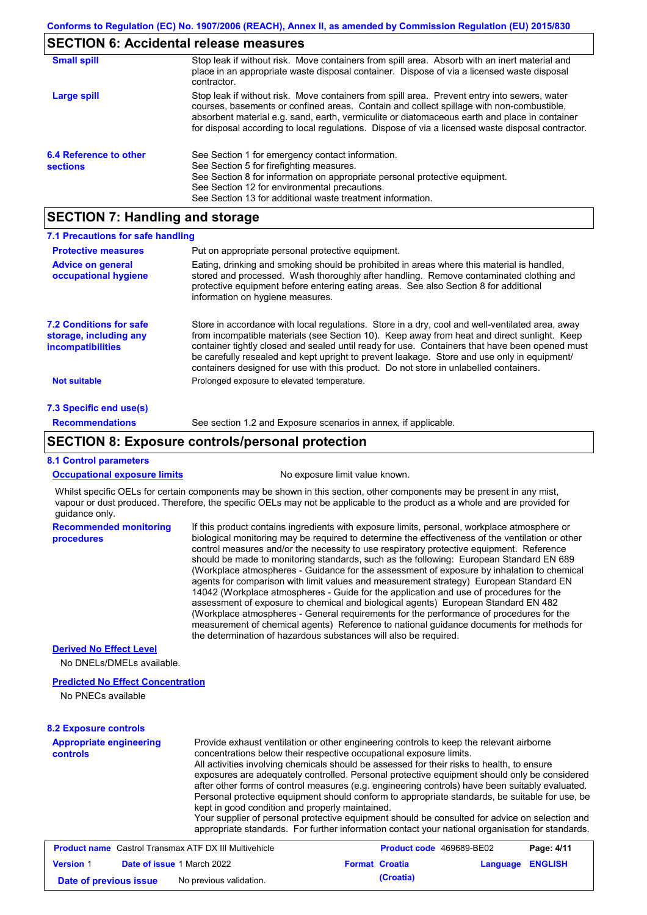## SECTION 6: Accidental release measures

| | |
|---|---|
| **Small spill** | Stop leak if without risk. Move containers from spill area. Absorb with an inert material and place in an appropriate waste disposal container. Dispose of via a licensed waste disposal contractor. |
| **Large spill** | Stop leak if without risk. Move containers from spill area. Prevent entry into sewers, water courses, basements or confined areas. Contain and collect spillage with non-combustible, absorbent material e.g. sand, earth, vermiculite or diatomaceous earth and place in container for disposal according to local regulations. Dispose of via a licensed waste disposal contractor. |

**6.4 Reference to other sections**

See Section 1 for emergency contact information.
See Section 5 for firefighting measures.
See Section 8 for information on appropriate personal protective equipment.
See Section 12 for environmental precautions.
See Section 13 for additional waste treatment information.

## SECTION 7: Handling and storage

### 7.1 Precautions for safe handling

| | |
|---|---|
| **Protective measures** | Put on appropriate personal protective equipment. |
| **Advice on general occupational hygiene** | Eating, drinking and smoking should be prohibited in areas where this material is handled, stored and processed. Wash thoroughly after handling. Remove contaminated clothing and protective equipment before entering eating areas. See also Section 8 for additional information on hygiene measures. |

**7.2 Conditions for safe storage, including any incompatibilities**

Store in accordance with local regulations. Store in a dry, cool and well-ventilated area, away from incompatible materials (see Section 10). Keep away from heat and direct sunlight. Keep container tightly closed and sealed until ready for use. Containers that have been opened must be carefully resealed and kept upright to prevent leakage. Store and use only in equipment/containers designed for use with this product. Do not store in unlabelled containers.

**Not suitable**: Prolonged exposure to elevated temperature.

### 7.3 Specific end use(s)

**Recommendations**: See section 1.2 and Exposure scenarios in annex, if applicable.

## SECTION 8: Exposure controls/personal protection

### 8.1 Control parameters

**Occupational exposure limits**: No exposure limit value known.

Whilst specific OELs for certain components may be shown in this section, other components may be present in any mist, vapour or dust produced. Therefore, the specific OELs may not be applicable to the product as a whole and are provided for guidance only.

**Recommended monitoring procedures**: If this product contains ingredients with exposure limits, personal, workplace atmosphere or biological monitoring may be required to determine the effectiveness of the ventilation or other control measures and/or the necessity to use respiratory protective equipment. Reference should be made to monitoring standards, such as the following: European Standard EN 689 (Workplace atmospheres - Guidance for the assessment of exposure by inhalation to chemical agents for comparison with limit values and measurement strategy) European Standard EN 14042 (Workplace atmospheres - Guide for the application and use of procedures for the assessment of exposure to chemical and biological agents) European Standard EN 482 (Workplace atmospheres - General requirements for the performance of procedures for the measurement of chemical agents) Reference to national guidance documents for methods for the determination of hazardous substances will also be required.

**Derived No Effect Level**

No DNELs/DMELs available.

**Predicted No Effect Concentration**

No PNECs available

### 8.2 Exposure controls

**Appropriate engineering controls**: Provide exhaust ventilation or other engineering controls to keep the relevant airborne concentrations below their respective occupational exposure limits.
All activities involving chemicals should be assessed for their risks to health, to ensure exposures are adequately controlled. Personal protective equipment should only be considered after other forms of control measures (e.g. engineering controls) have been suitably evaluated. Personal protective equipment should conform to appropriate standards, be suitable for use, be kept in good condition and properly maintained.
Your supplier of personal protective equipment should be consulted for advice on selection and appropriate standards. For further information contact your national organisation for standards.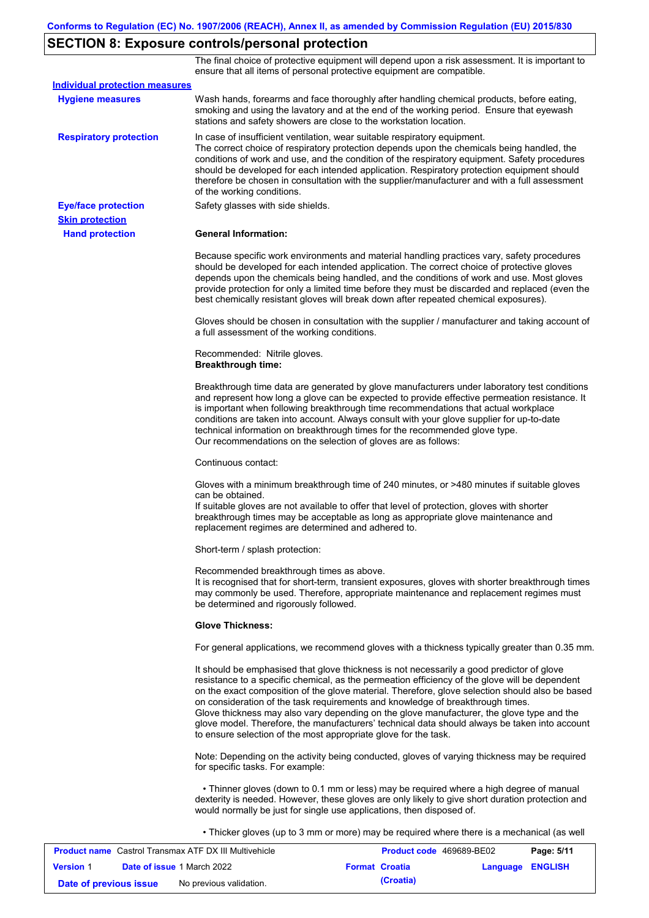## SECTION 8: Exposure controls/personal protection

The final choice of protective equipment will depend upon a risk assessment. It is important to ensure that all items of personal protective equipment are compatible.

**Individual protection measures**

**Hygiene measures**

Wash hands, forearms and face thoroughly after handling chemical products, before eating, smoking and using the lavatory and at the end of the working period. Ensure that eyewash stations and safety showers are close to the workstation location.

**Respiratory protection**

In case of insufficient ventilation, wear suitable respiratory equipment.
The correct choice of respiratory protection depends upon the chemicals being handled, the conditions of work and use, and the condition of the respiratory equipment. Safety procedures should be developed for each intended application. Respiratory protection equipment should therefore be chosen in consultation with the supplier/manufacturer and with a full assessment of the working conditions.

**Eye/face protection**

Safety glasses with side shields.

**Skin protection**

**Hand protection**

**General Information:**

Because specific work environments and material handling practices vary, safety procedures should be developed for each intended application. The correct choice of protective gloves depends upon the chemicals being handled, and the conditions of work and use. Most gloves provide protection for only a limited time before they must be discarded and replaced (even the best chemically resistant gloves will break down after repeated chemical exposures).

Gloves should be chosen in consultation with the supplier / manufacturer and taking account of a full assessment of the working conditions.

Recommended: Nitrile gloves.
**Breakthrough time:**

Breakthrough time data are generated by glove manufacturers under laboratory test conditions and represent how long a glove can be expected to provide effective permeation resistance. It is important when following breakthrough time recommendations that actual workplace conditions are taken into account. Always consult with your glove supplier for up-to-date technical information on breakthrough times for the recommended glove type.
Our recommendations on the selection of gloves are as follows:

Continuous contact:

Gloves with a minimum breakthrough time of 240 minutes, or >480 minutes if suitable gloves can be obtained.
If suitable gloves are not available to offer that level of protection, gloves with shorter breakthrough times may be acceptable as long as appropriate glove maintenance and replacement regimes are determined and adhered to.

Short-term / splash protection:

Recommended breakthrough times as above.
It is recognised that for short-term, transient exposures, gloves with shorter breakthrough times may commonly be used. Therefore, appropriate maintenance and replacement regimes must be determined and rigorously followed.

**Glove Thickness:**

For general applications, we recommend gloves with a thickness typically greater than 0.35 mm.

It should be emphasised that glove thickness is not necessarily a good predictor of glove resistance to a specific chemical, as the permeation efficiency of the glove will be dependent on the exact composition of the glove material. Therefore, glove selection should also be based on consideration of the task requirements and knowledge of breakthrough times.
Glove thickness may also vary depending on the glove manufacturer, the glove type and the glove model. Therefore, the manufacturers' technical data should always be taken into account to ensure selection of the most appropriate glove for the task.

Note: Depending on the activity being conducted, gloves of varying thickness may be required for specific tasks. For example:

- Thinner gloves (down to 0.1 mm or less) may be required where a high degree of manual dexterity is needed. However, these gloves are only likely to give short duration protection and would normally be just for single use applications, then disposed of.

- Thicker gloves (up to 3 mm or more) may be required where there is a mechanical (as well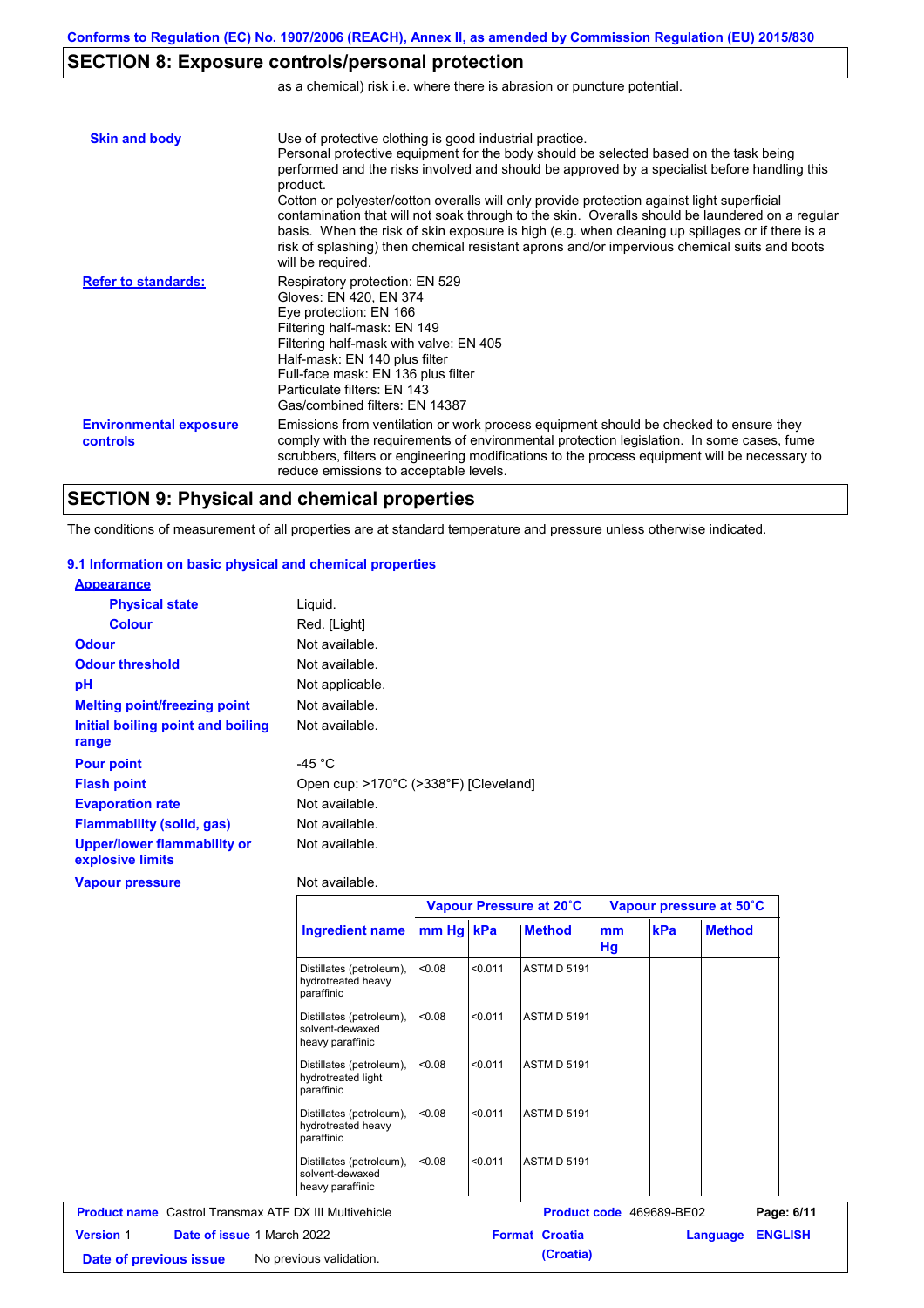## SECTION 8: Exposure controls/personal protection

as a chemical) risk i.e. where there is abrasion or puncture potential.

**Skin and body**

Use of protective clothing is good industrial practice.
Personal protective equipment for the body should be selected based on the task being performed and the risks involved and should be approved by a specialist before handling this product.
Cotton or polyester/cotton overalls will only provide protection against light superficial contamination that will not soak through to the skin. Overalls should be laundered on a regular basis. When the risk of skin exposure is high (e.g. when cleaning up spillages or if there is a risk of splashing) then chemical resistant aprons and/or impervious chemical suits and boots will be required.

**Refer to standards:**

Respiratory protection: EN 529
Gloves: EN 420, EN 374
Eye protection: EN 166
Filtering half-mask: EN 149
Filtering half-mask with valve: EN 405
Half-mask: EN 140 plus filter
Full-face mask: EN 136 plus filter
Particulate filters: EN 143
Gas/combined filters: EN 14387

**Environmental exposure controls**

Emissions from ventilation or work process equipment should be checked to ensure they comply with the requirements of environmental protection legislation. In some cases, fume scrubbers, filters or engineering modifications to the process equipment will be necessary to reduce emissions to acceptable levels.

## SECTION 9: Physical and chemical properties

The conditions of measurement of all properties are at standard temperature and pressure unless otherwise indicated.

### 9.1 Information on basic physical and chemical properties

**Appearance**

- **Physical state**: Liquid.
- **Colour**: Red. [Light]

**Odour**: Not available.

**Odour threshold**: Not available.

**pH**: Not applicable.

**Melting point/freezing point**: Not available.

**Initial boiling point and boiling range**: Not available.

**Pour point**: -45 °C

**Flash point**: Open cup: >170°C (>338°F) [Cleveland]

**Evaporation rate**: Not available.

**Flammability (solid, gas)**: Not available.

**Upper/lower flammability or explosive limits**: Not available.

**Vapour pressure**: Not available.

| | Vapour Pressure at 20˚C | | | Vapour pressure at 50˚C | | |
|---|---|---|---|---|---|---|
| **Ingredient name** | **mm Hg** | **kPa** | **Method** | **mm Hg** | **kPa** | **Method** |
| Distillates (petroleum), hydrotreated heavy paraffinic | <0.08 | <0.011 | ASTM D 5191 | | | |
| Distillates (petroleum), solvent-dewaxed heavy paraffinic | <0.08 | <0.011 | ASTM D 5191 | | | |
| Distillates (petroleum), hydrotreated light paraffinic | <0.08 | <0.011 | ASTM D 5191 | | | |
| Distillates (petroleum), hydrotreated heavy paraffinic | <0.08 | <0.011 | ASTM D 5191 | | | |
| Distillates (petroleum), solvent-dewaxed heavy paraffinic | <0.08 | <0.011 | ASTM D 5191 | | | |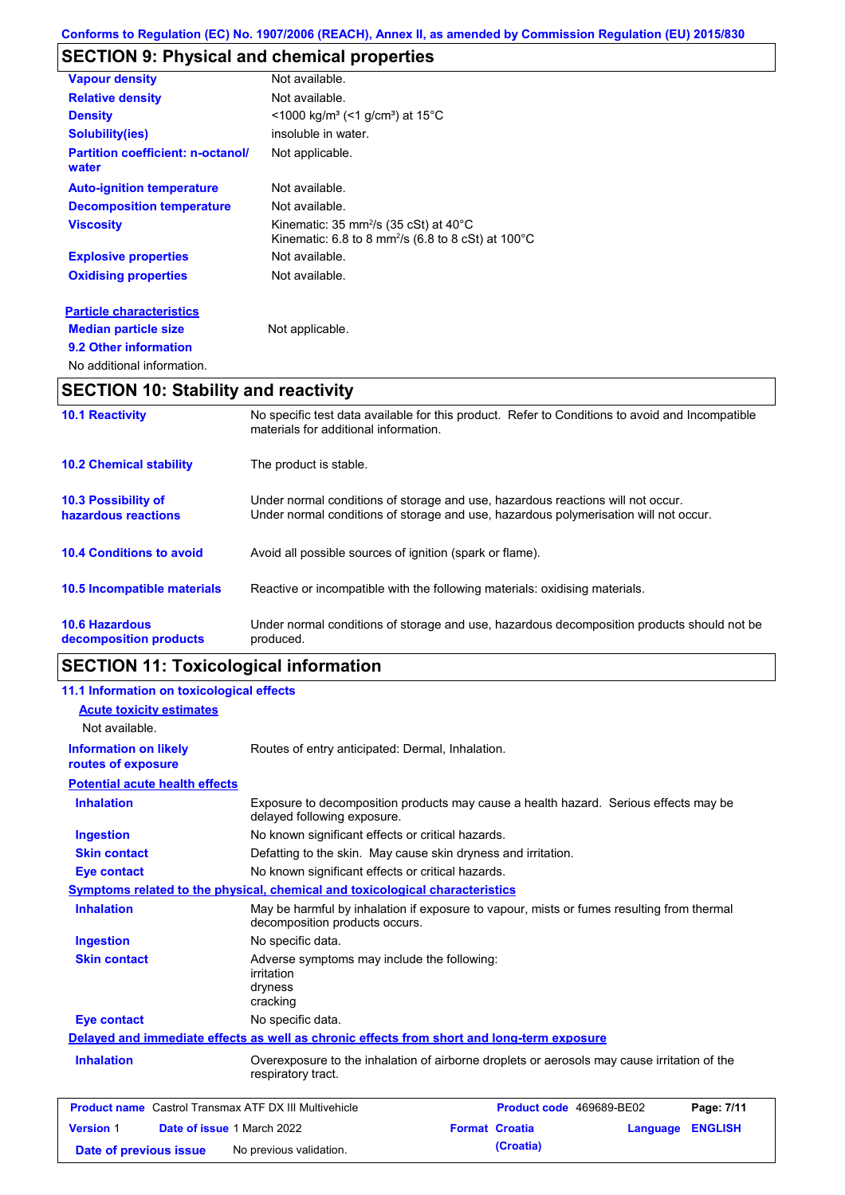## SECTION 9: Physical and chemical properties

| | |
|---|---|
| **Vapour density** | Not available. |
| **Relative density** | Not available. |
| **Density** | <1000 kg/m³ (<1 g/cm³) at 15°C |
| **Solubility(ies)** | insoluble in water. |
| **Partition coefficient: n-octanol/water** | Not applicable. |
| **Auto-ignition temperature** | Not available. |
| **Decomposition temperature** | Not available. |
| **Viscosity** | Kinematic: 35 mm²/s (35 cSt) at 40°C<br>Kinematic: 6.8 to 8 mm²/s (6.8 to 8 cSt) at 100°C |
| **Explosive properties** | Not available. |
| **Oxidising properties** | Not available. |

**Particle characteristics**

| | |
|---|---|
| **Median particle size** | Not applicable. |

**9.2 Other information**

No additional information.

## SECTION 10: Stability and reactivity

| | |
|---|---|
| **10.1 Reactivity** | No specific test data available for this product. Refer to Conditions to avoid and Incompatible materials for additional information. |
| **10.2 Chemical stability** | The product is stable. |
| **10.3 Possibility of hazardous reactions** | Under normal conditions of storage and use, hazardous reactions will not occur.<br>Under normal conditions of storage and use, hazardous polymerisation will not occur. |
| **10.4 Conditions to avoid** | Avoid all possible sources of ignition (spark or flame). |
| **10.5 Incompatible materials** | Reactive or incompatible with the following materials: oxidising materials. |
| **10.6 Hazardous decomposition products** | Under normal conditions of storage and use, hazardous decomposition products should not be produced. |

## SECTION 11: Toxicological information

### 11.1 Information on toxicological effects

**Acute toxicity estimates**

Not available.

| | |
|---|---|
| **Information on likely routes of exposure** | Routes of entry anticipated: Dermal, Inhalation. |

**Potential acute health effects**

| | |
|---|---|
| **Inhalation** | Exposure to decomposition products may cause a health hazard. Serious effects may be delayed following exposure. |
| **Ingestion** | No known significant effects or critical hazards. |
| **Skin contact** | Defatting to the skin. May cause skin dryness and irritation. |
| **Eye contact** | No known significant effects or critical hazards. |

**Symptoms related to the physical, chemical and toxicological characteristics**

| | |
|---|---|
| **Inhalation** | May be harmful by inhalation if exposure to vapour, mists or fumes resulting from thermal decomposition products occurs. |
| **Ingestion** | No specific data. |
| **Skin contact** | Adverse symptoms may include the following:<br>irritation<br>dryness<br>cracking |
| **Eye contact** | No specific data. |

**Delayed and immediate effects as well as chronic effects from short and long-term exposure**

| | |
|---|---|
| **Inhalation** | Overexposure to the inhalation of airborne droplets or aerosols may cause irritation of the respiratory tract. |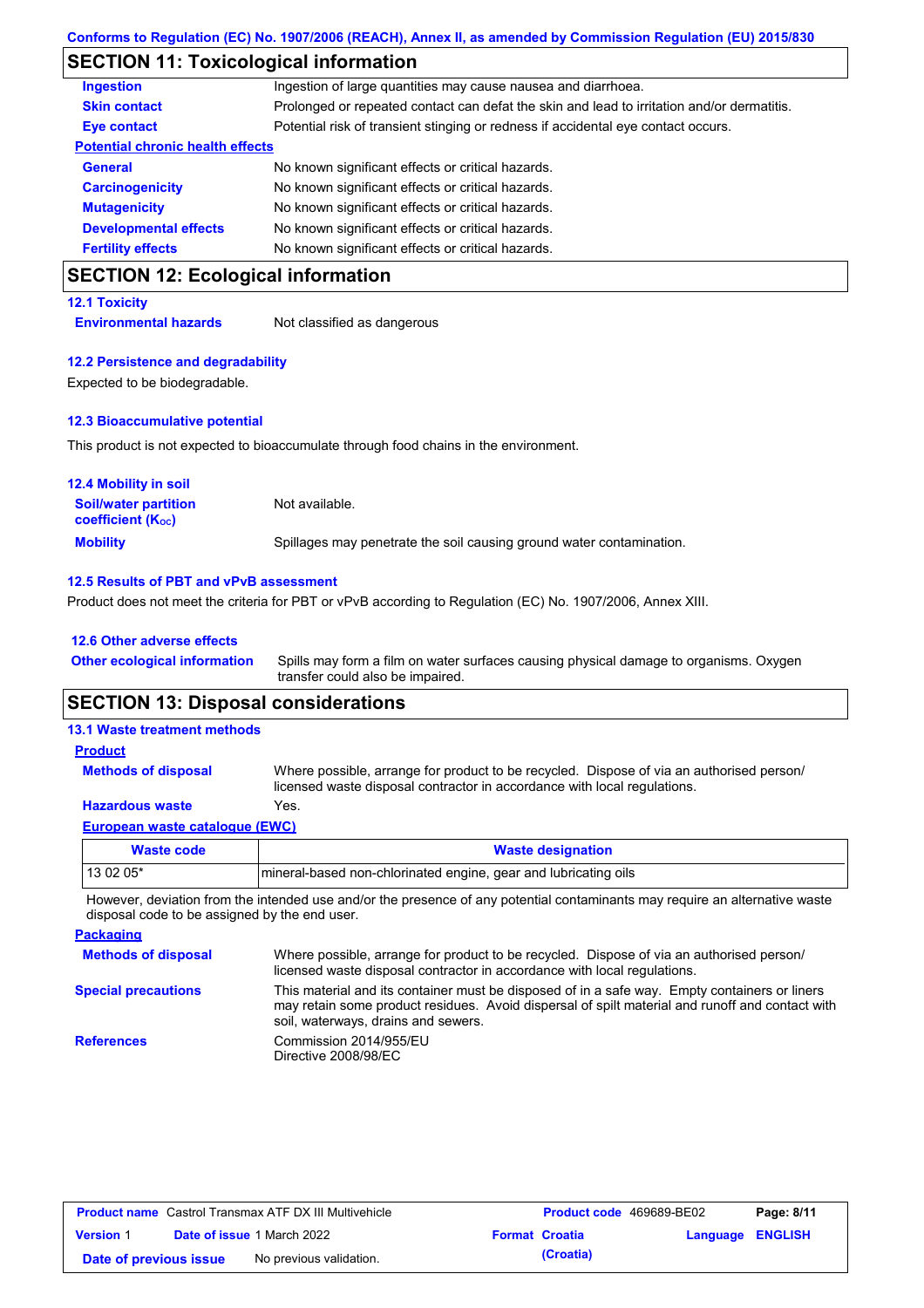## SECTION 11: Toxicological information

**Ingestion** Ingestion of large quantities may cause nausea and diarrhoea.

**Skin contact** Prolonged or repeated contact can defat the skin and lead to irritation and/or dermatitis.

**Eye contact** Potential risk of transient stinging or redness if accidental eye contact occurs.

**Potential chronic health effects**

**General** No known significant effects or critical hazards.

**Carcinogenicity** No known significant effects or critical hazards.

**Mutagenicity** No known significant effects or critical hazards.

**Developmental effects** No known significant effects or critical hazards.

**Fertility effects** No known significant effects or critical hazards.

## SECTION 12: Ecological information

### 12.1 Toxicity

**Environmental hazards** Not classified as dangerous

### 12.2 Persistence and degradability

Expected to be biodegradable.

### 12.3 Bioaccumulative potential

This product is not expected to bioaccumulate through food chains in the environment.

### 12.4 Mobility in soil

**Soil/water partition coefficient ($K_{OC}$)** Not available.

**Mobility** Spillages may penetrate the soil causing ground water contamination.

### 12.5 Results of PBT and vPvB assessment

Product does not meet the criteria for PBT or vPvB according to Regulation (EC) No. 1907/2006, Annex XIII.

### 12.6 Other adverse effects

**Other ecological information** Spills may form a film on water surfaces causing physical damage to organisms. Oxygen transfer could also be impaired.

## SECTION 13: Disposal considerations

### 13.1 Waste treatment methods

**Product**

**Methods of disposal** Where possible, arrange for product to be recycled. Dispose of via an authorised person/ licensed waste disposal contractor in accordance with local regulations.

**Hazardous waste** Yes.

**European waste catalogue (EWC)**

| Waste code | Waste designation |
|---|---|
| 13 02 05* | mineral-based non-chlorinated engine, gear and lubricating oils |

However, deviation from the intended use and/or the presence of any potential contaminants may require an alternative waste disposal code to be assigned by the end user.

**Packaging**

**Methods of disposal** Where possible, arrange for product to be recycled. Dispose of via an authorised person/ licensed waste disposal contractor in accordance with local regulations.

**Special precautions** This material and its container must be disposed of in a safe way. Empty containers or liners may retain some product residues. Avoid dispersal of spilt material and runoff and contact with soil, waterways, drains and sewers.

**References** Commission 2014/955/EU
Directive 2008/98/EC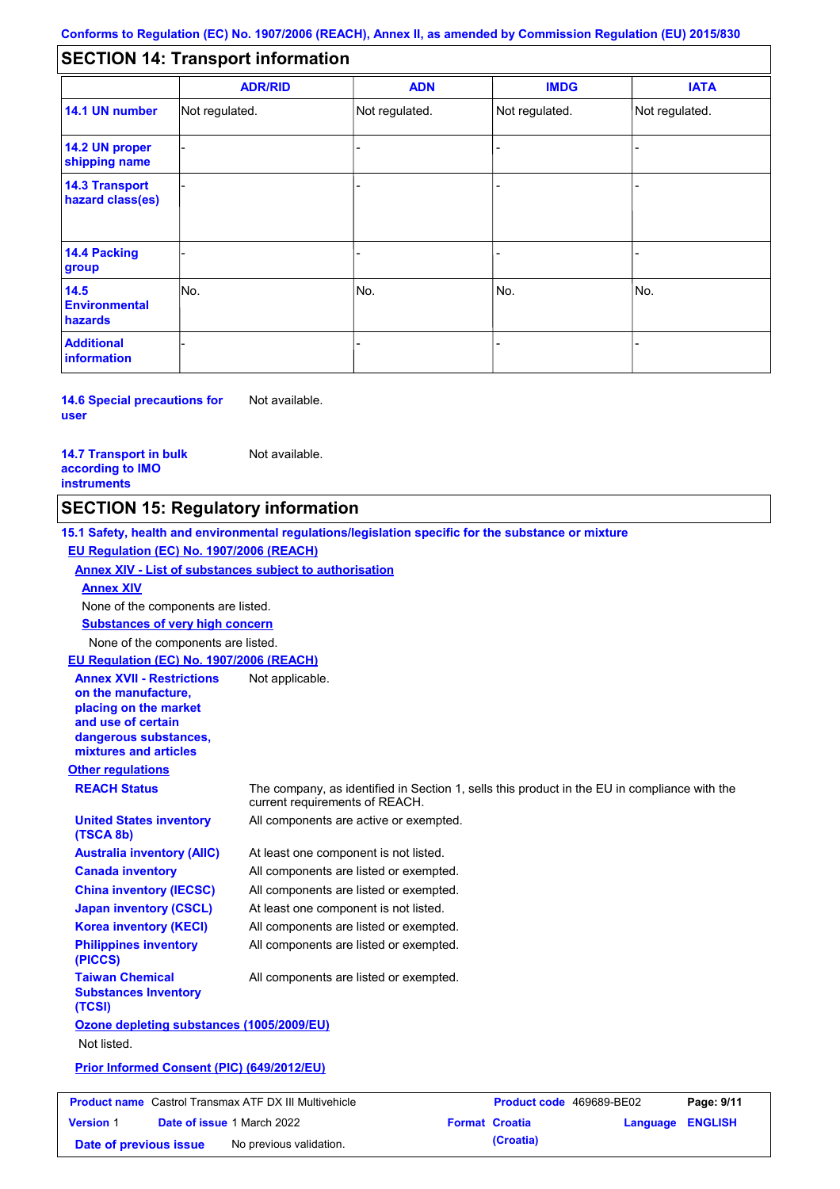## SECTION 14: Transport information

| | ADR/RID | ADN | IMDG | IATA |
|---|---|---|---|---|
| **14.1 UN number** | Not regulated. | Not regulated. | Not regulated. | Not regulated. |
| **14.2 UN proper shipping name** | - | - | - | - |
| **14.3 Transport hazard class(es)** | - | - | - | - |
| **14.4 Packing group** | - | - | - | - |
| **14.5 Environmental hazards** | No. | No. | No. | No. |
| **Additional information** | - | - | - | - |

**14.6 Special precautions for user** Not available.

**14.7 Transport in bulk according to IMO instruments** Not available.

## SECTION 15: Regulatory information

**15.1 Safety, health and environmental regulations/legislation specific for the substance or mixture**

**EU Regulation (EC) No. 1907/2006 (REACH)**

**Annex XIV - List of substances subject to authorisation**

**Annex XIV**

None of the components are listed.

**Substances of very high concern**

None of the components are listed.

**EU Regulation (EC) No. 1907/2006 (REACH)**

**Annex XVII - Restrictions on the manufacture, placing on the market and use of certain dangerous substances, mixtures and articles** Not applicable.

**Other regulations**

**REACH Status** The company, as identified in Section 1, sells this product in the EU in compliance with the current requirements of REACH.

**United States inventory (TSCA 8b)** All components are active or exempted.

**Australia inventory (AIIC)** At least one component is not listed.

**Canada inventory** All components are listed or exempted.

**China inventory (IECSC)** All components are listed or exempted.

**Japan inventory (CSCL)** At least one component is not listed.

**Korea inventory (KECI)** All components are listed or exempted.

**Philippines inventory (PICCS)** All components are listed or exempted.

**Taiwan Chemical Substances Inventory (TCSI)** All components are listed or exempted.

**Ozone depleting substances (1005/2009/EU)**

Not listed.

**Prior Informed Consent (PIC) (649/2012/EU)**

| **Product name** Castrol Transmax ATF DX III Multivehicle | **Product code** 469689-BE02 | **Page:** 9/11 |
|---|---|---|
| **Version** 1 **Date of issue** 1 March 2022 | **Format** Croatia (Croatia) | **Language** ENGLISH |
| **Date of previous issue** No previous validation. | | |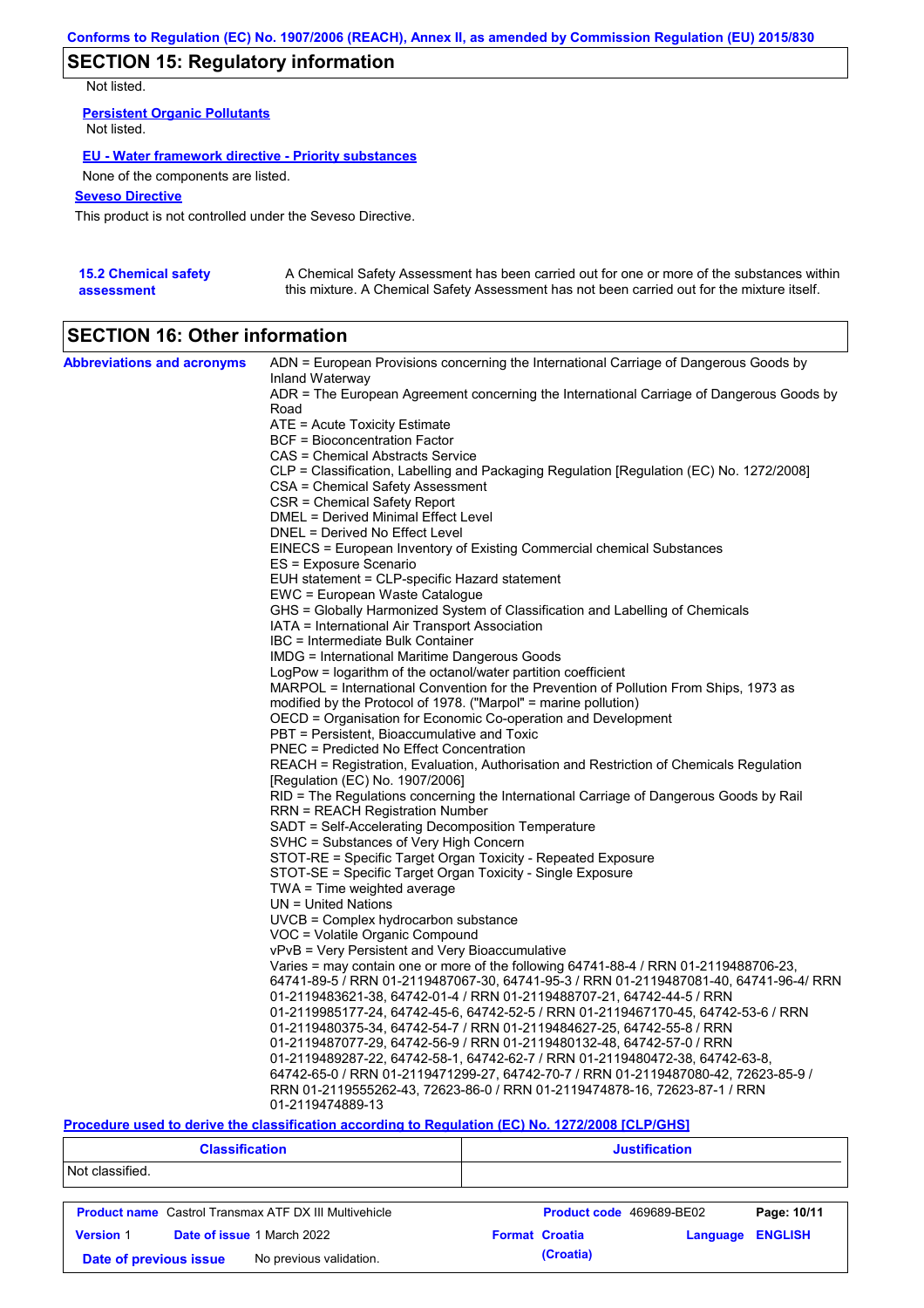## SECTION 15: Regulatory information

Not listed.

**Persistent Organic Pollutants**

Not listed.

**EU - Water framework directive - Priority substances**

None of the components are listed.

**Seveso Directive**

This product is not controlled under the Seveso Directive.

**15.2 Chemical safety assessment**

A Chemical Safety Assessment has been carried out for one or more of the substances within this mixture. A Chemical Safety Assessment has not been carried out for the mixture itself.

## SECTION 16: Other information

**Abbreviations and acronyms**

ADN = European Provisions concerning the International Carriage of Dangerous Goods by Inland Waterway
ADR = The European Agreement concerning the International Carriage of Dangerous Goods by Road
ATE = Acute Toxicity Estimate
BCF = Bioconcentration Factor
CAS = Chemical Abstracts Service
CLP = Classification, Labelling and Packaging Regulation [Regulation (EC) No. 1272/2008]
CSA = Chemical Safety Assessment
CSR = Chemical Safety Report
DMEL = Derived Minimal Effect Level
DNEL = Derived No Effect Level
EINECS = European Inventory of Existing Commercial chemical Substances
ES = Exposure Scenario
EUH statement = CLP-specific Hazard statement
EWC = European Waste Catalogue
GHS = Globally Harmonized System of Classification and Labelling of Chemicals
IATA = International Air Transport Association
IBC = Intermediate Bulk Container
IMDG = International Maritime Dangerous Goods
LogPow = logarithm of the octanol/water partition coefficient
MARPOL = International Convention for the Prevention of Pollution From Ships, 1973 as modified by the Protocol of 1978. ("Marpol" = marine pollution)
OECD = Organisation for Economic Co-operation and Development
PBT = Persistent, Bioaccumulative and Toxic
PNEC = Predicted No Effect Concentration
REACH = Registration, Evaluation, Authorisation and Restriction of Chemicals Regulation [Regulation (EC) No. 1907/2006]
RID = The Regulations concerning the International Carriage of Dangerous Goods by Rail
RRN = REACH Registration Number
SADT = Self-Accelerating Decomposition Temperature
SVHC = Substances of Very High Concern
STOT-RE = Specific Target Organ Toxicity - Repeated Exposure
STOT-SE = Specific Target Organ Toxicity - Single Exposure
TWA = Time weighted average
UN = United Nations
UVCB = Complex hydrocarbon substance
VOC = Volatile Organic Compound
vPvB = Very Persistent and Very Bioaccumulative
Varies = may contain one or more of the following 64741-88-4 / RRN 01-2119488706-23, 64741-89-5 / RRN 01-2119487067-30, 64741-95-3 / RRN 01-2119487081-40, 64741-96-4/ RRN 01-2119483621-38, 64742-01-4 / RRN 01-2119488707-21, 64742-44-5 / RRN 01-2119985177-24, 64742-45-6, 64742-52-5 / RRN 01-2119467170-45, 64742-53-6 / RRN 01-2119480375-34, 64742-54-7 / RRN 01-2119484627-25, 64742-55-8 / RRN 01-2119487077-29, 64742-56-9 / RRN 01-2119480132-48, 64742-57-0 / RRN 01-2119489287-22, 64742-58-1, 64742-62-7 / RRN 01-2119480472-38, 64742-63-8, 64742-65-0 / RRN 01-2119471299-27, 64742-70-7 / RRN 01-2119487080-42, 72623-85-9 / RRN 01-2119555262-43, 72623-86-0 / RRN 01-2119474878-16, 72623-87-1 / RRN 01-2119474889-13

**Procedure used to derive the classification according to Regulation (EC) No. 1272/2008 [CLP/GHS]**

| Classification | Justification |
|---|---|
| Not classified. | |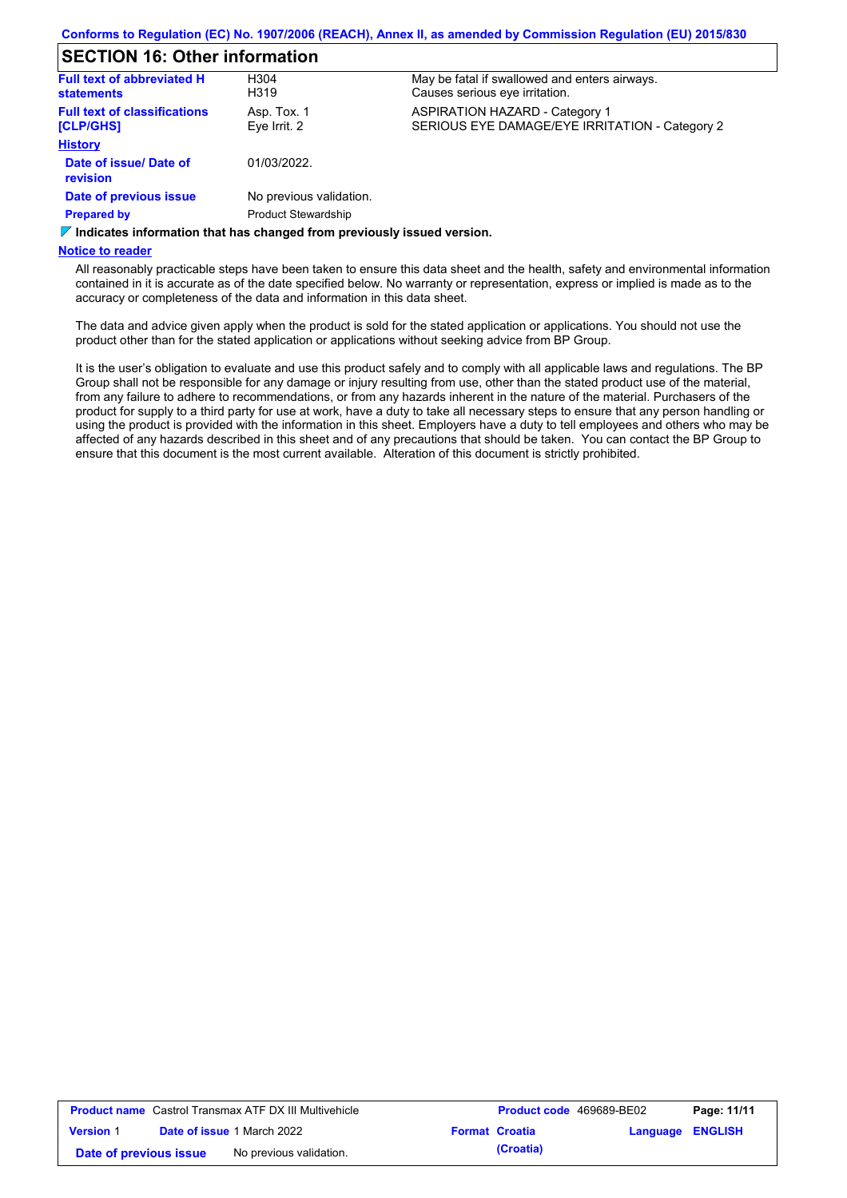## SECTION 16: Other information

| | | |
|---|---|---|
| **Full text of abbreviated H statements** | H304<br>H319 | May be fatal if swallowed and enters airways.<br>Causes serious eye irritation. |
| **Full text of classifications [CLP/GHS]** | Asp. Tox. 1<br>Eye Irrit. 2 | ASPIRATION HAZARD - Category 1<br>SERIOUS EYE DAMAGE/EYE IRRITATION - Category 2 |

**History**

| | |
|---|---|
| **Date of issue/ Date of revision** | 01/03/2022. |
| **Date of previous issue** | No previous validation. |
| **Prepared by** | Product Stewardship |

**Indicates information that has changed from previously issued version.**

**Notice to reader**

All reasonably practicable steps have been taken to ensure this data sheet and the health, safety and environmental information contained in it is accurate as of the date specified below. No warranty or representation, express or implied is made as to the accuracy or completeness of the data and information in this data sheet.

The data and advice given apply when the product is sold for the stated application or applications. You should not use the product other than for the stated application or applications without seeking advice from BP Group.

It is the user's obligation to evaluate and use this product safely and to comply with all applicable laws and regulations. The BP Group shall not be responsible for any damage or injury resulting from use, other than the stated product use of the material, from any failure to adhere to recommendations, or from any hazards inherent in the nature of the material. Purchasers of the product for supply to a third party for use at work, have a duty to take all necessary steps to ensure that any person handling or using the product is provided with the information in this sheet. Employers have a duty to tell employees and others who may be affected of any hazards described in this sheet and of any precautions that should be taken. You can contact the BP Group to ensure that this document is the most current available. Alteration of this document is strictly prohibited.